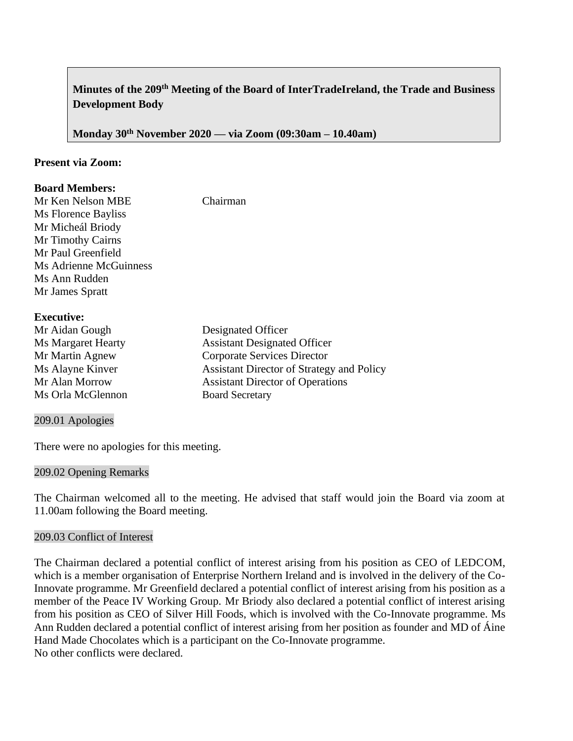**Minutes of the 209th Meeting of the Board of InterTradeIreland, the Trade and Business Development Body**

**Monday 30th November 2020 — via Zoom (09:30am – 10.40am)**

**Present via Zoom:**

**Board Members:**

| | |
|---|---|
| Mr Ken Nelson MBE | Chairman |
| Ms Florence Bayliss | |
| Mr Micheál Briody | |
| Mr Timothy Cairns | |
| Mr Paul Greenfield | |
| Ms Adrienne McGuinness | |
| Ms Ann Rudden | |
| Mr James Spratt | |

**Executive:**

| | |
|---|---|
| Mr Aidan Gough | Designated Officer |
| Ms Margaret Hearty | Assistant Designated Officer |
| Mr Martin Agnew | Corporate Services Director |
| Ms Alayne Kinver | Assistant Director of Strategy and Policy |
| Mr Alan Morrow | Assistant Director of Operations |
| Ms Orla McGlennon | Board Secretary |

## 209.01 Apologies

There were no apologies for this meeting.

## 209.02 Opening Remarks

The Chairman welcomed all to the meeting. He advised that staff would join the Board via zoom at 11.00am following the Board meeting.

## 209.03 Conflict of Interest

The Chairman declared a potential conflict of interest arising from his position as CEO of LEDCOM, which is a member organisation of Enterprise Northern Ireland and is involved in the delivery of the Co-Innovate programme. Mr Greenfield declared a potential conflict of interest arising from his position as a member of the Peace IV Working Group. Mr Briody also declared a potential conflict of interest arising from his position as CEO of Silver Hill Foods, which is involved with the Co-Innovate programme. Ms Ann Rudden declared a potential conflict of interest arising from her position as founder and MD of Áine Hand Made Chocolates which is a participant on the Co-Innovate programme.
No other conflicts were declared.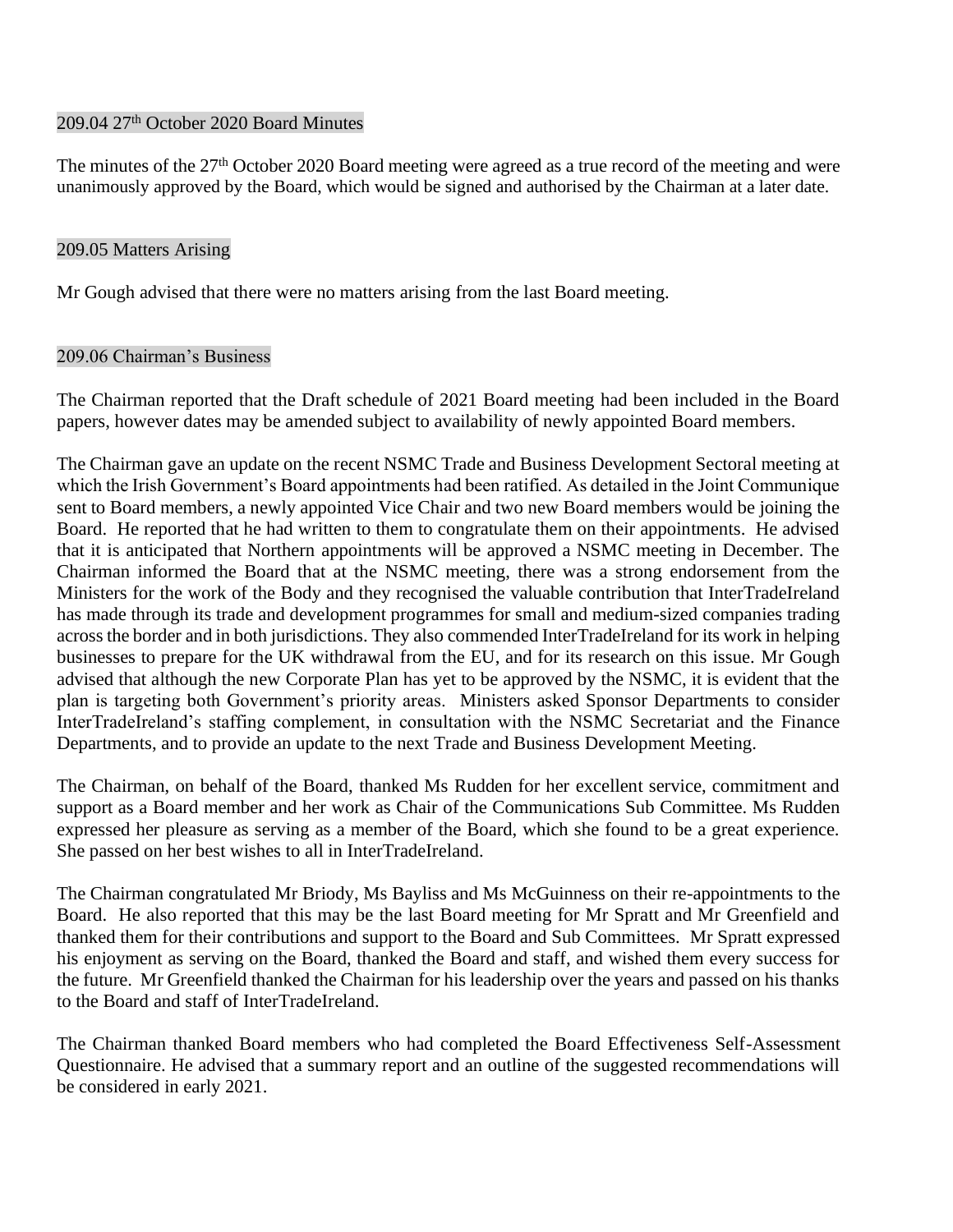## 209.04 27th October 2020 Board Minutes

The minutes of the 27th October 2020 Board meeting were agreed as a true record of the meeting and were unanimously approved by the Board, which would be signed and authorised by the Chairman at a later date.

## 209.05 Matters Arising

Mr Gough advised that there were no matters arising from the last Board meeting.

## 209.06 Chairman's Business

The Chairman reported that the Draft schedule of 2021 Board meeting had been included in the Board papers, however dates may be amended subject to availability of newly appointed Board members.

The Chairman gave an update on the recent NSMC Trade and Business Development Sectoral meeting at which the Irish Government's Board appointments had been ratified. As detailed in the Joint Communique sent to Board members, a newly appointed Vice Chair and two new Board members would be joining the Board. He reported that he had written to them to congratulate them on their appointments. He advised that it is anticipated that Northern appointments will be approved a NSMC meeting in December. The Chairman informed the Board that at the NSMC meeting, there was a strong endorsement from the Ministers for the work of the Body and they recognised the valuable contribution that InterTradeIreland has made through its trade and development programmes for small and medium-sized companies trading across the border and in both jurisdictions. They also commended InterTradeIreland for its work in helping businesses to prepare for the UK withdrawal from the EU, and for its research on this issue. Mr Gough advised that although the new Corporate Plan has yet to be approved by the NSMC, it is evident that the plan is targeting both Government's priority areas. Ministers asked Sponsor Departments to consider InterTradeIreland's staffing complement, in consultation with the NSMC Secretariat and the Finance Departments, and to provide an update to the next Trade and Business Development Meeting.

The Chairman, on behalf of the Board, thanked Ms Rudden for her excellent service, commitment and support as a Board member and her work as Chair of the Communications Sub Committee. Ms Rudden expressed her pleasure as serving as a member of the Board, which she found to be a great experience. She passed on her best wishes to all in InterTradeIreland.

The Chairman congratulated Mr Briody, Ms Bayliss and Ms McGuinness on their re-appointments to the Board. He also reported that this may be the last Board meeting for Mr Spratt and Mr Greenfield and thanked them for their contributions and support to the Board and Sub Committees. Mr Spratt expressed his enjoyment as serving on the Board, thanked the Board and staff, and wished them every success for the future. Mr Greenfield thanked the Chairman for his leadership over the years and passed on his thanks to the Board and staff of InterTradeIreland.

The Chairman thanked Board members who had completed the Board Effectiveness Self-Assessment Questionnaire. He advised that a summary report and an outline of the suggested recommendations will be considered in early 2021.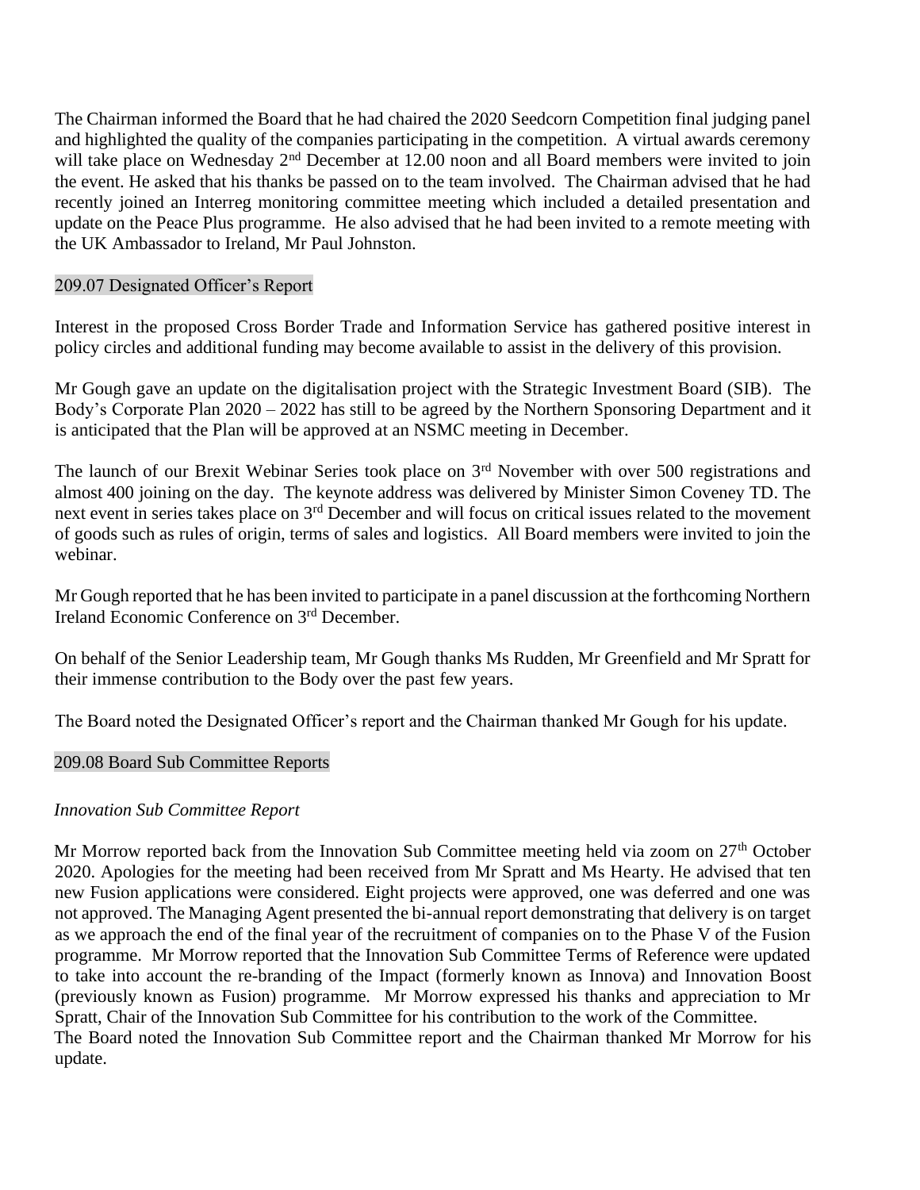The Chairman informed the Board that he had chaired the 2020 Seedcorn Competition final judging panel and highlighted the quality of the companies participating in the competition. A virtual awards ceremony will take place on Wednesday 2nd December at 12.00 noon and all Board members were invited to join the event. He asked that his thanks be passed on to the team involved. The Chairman advised that he had recently joined an Interreg monitoring committee meeting which included a detailed presentation and update on the Peace Plus programme. He also advised that he had been invited to a remote meeting with the UK Ambassador to Ireland, Mr Paul Johnston.

## 209.07 Designated Officer's Report

Interest in the proposed Cross Border Trade and Information Service has gathered positive interest in policy circles and additional funding may become available to assist in the delivery of this provision.

Mr Gough gave an update on the digitalisation project with the Strategic Investment Board (SIB). The Body's Corporate Plan 2020 – 2022 has still to be agreed by the Northern Sponsoring Department and it is anticipated that the Plan will be approved at an NSMC meeting in December.

The launch of our Brexit Webinar Series took place on 3rd November with over 500 registrations and almost 400 joining on the day. The keynote address was delivered by Minister Simon Coveney TD. The next event in series takes place on 3rd December and will focus on critical issues related to the movement of goods such as rules of origin, terms of sales and logistics. All Board members were invited to join the webinar.

Mr Gough reported that he has been invited to participate in a panel discussion at the forthcoming Northern Ireland Economic Conference on 3rd December.

On behalf of the Senior Leadership team, Mr Gough thanks Ms Rudden, Mr Greenfield and Mr Spratt for their immense contribution to the Body over the past few years.

The Board noted the Designated Officer's report and the Chairman thanked Mr Gough for his update.

## 209.08 Board Sub Committee Reports

*Innovation Sub Committee Report*

Mr Morrow reported back from the Innovation Sub Committee meeting held via zoom on 27th October 2020. Apologies for the meeting had been received from Mr Spratt and Ms Hearty. He advised that ten new Fusion applications were considered. Eight projects were approved, one was deferred and one was not approved. The Managing Agent presented the bi-annual report demonstrating that delivery is on target as we approach the end of the final year of the recruitment of companies on to the Phase V of the Fusion programme. Mr Morrow reported that the Innovation Sub Committee Terms of Reference were updated to take into account the re-branding of the Impact (formerly known as Innova) and Innovation Boost (previously known as Fusion) programme. Mr Morrow expressed his thanks and appreciation to Mr Spratt, Chair of the Innovation Sub Committee for his contribution to the work of the Committee.
The Board noted the Innovation Sub Committee report and the Chairman thanked Mr Morrow for his update.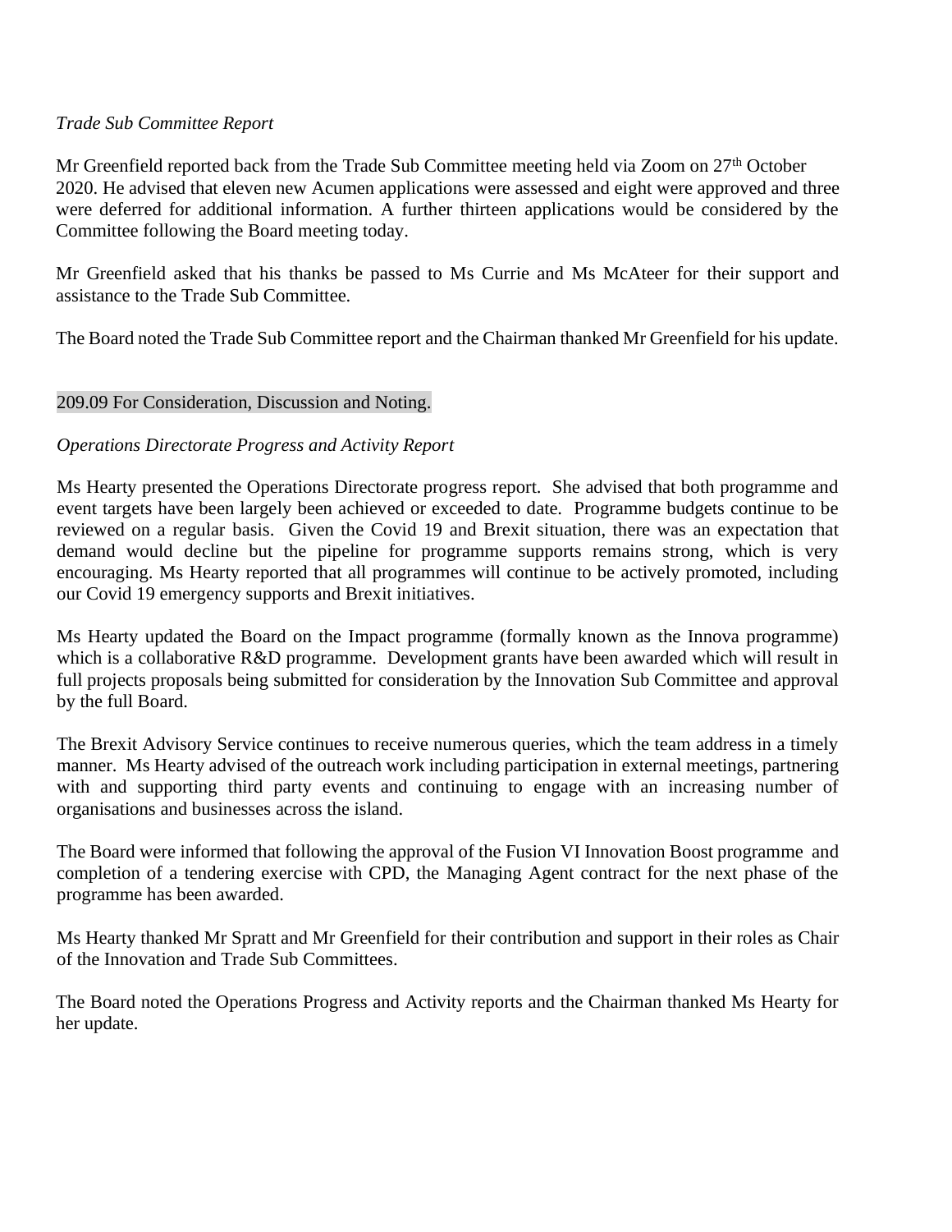*Trade Sub Committee Report*

Mr Greenfield reported back from the Trade Sub Committee meeting held via Zoom on 27th October 2020. He advised that eleven new Acumen applications were assessed and eight were approved and three were deferred for additional information. A further thirteen applications would be considered by the Committee following the Board meeting today.

Mr Greenfield asked that his thanks be passed to Ms Currie and Ms McAteer for their support and assistance to the Trade Sub Committee.

The Board noted the Trade Sub Committee report and the Chairman thanked Mr Greenfield for his update.

## 209.09 For Consideration, Discussion and Noting.

*Operations Directorate Progress and Activity Report*

Ms Hearty presented the Operations Directorate progress report. She advised that both programme and event targets have been largely been achieved or exceeded to date. Programme budgets continue to be reviewed on a regular basis. Given the Covid 19 and Brexit situation, there was an expectation that demand would decline but the pipeline for programme supports remains strong, which is very encouraging. Ms Hearty reported that all programmes will continue to be actively promoted, including our Covid 19 emergency supports and Brexit initiatives.

Ms Hearty updated the Board on the Impact programme (formally known as the Innova programme) which is a collaborative R&D programme. Development grants have been awarded which will result in full projects proposals being submitted for consideration by the Innovation Sub Committee and approval by the full Board.

The Brexit Advisory Service continues to receive numerous queries, which the team address in a timely manner. Ms Hearty advised of the outreach work including participation in external meetings, partnering with and supporting third party events and continuing to engage with an increasing number of organisations and businesses across the island.

The Board were informed that following the approval of the Fusion VI Innovation Boost programme and completion of a tendering exercise with CPD, the Managing Agent contract for the next phase of the programme has been awarded.

Ms Hearty thanked Mr Spratt and Mr Greenfield for their contribution and support in their roles as Chair of the Innovation and Trade Sub Committees.

The Board noted the Operations Progress and Activity reports and the Chairman thanked Ms Hearty for her update.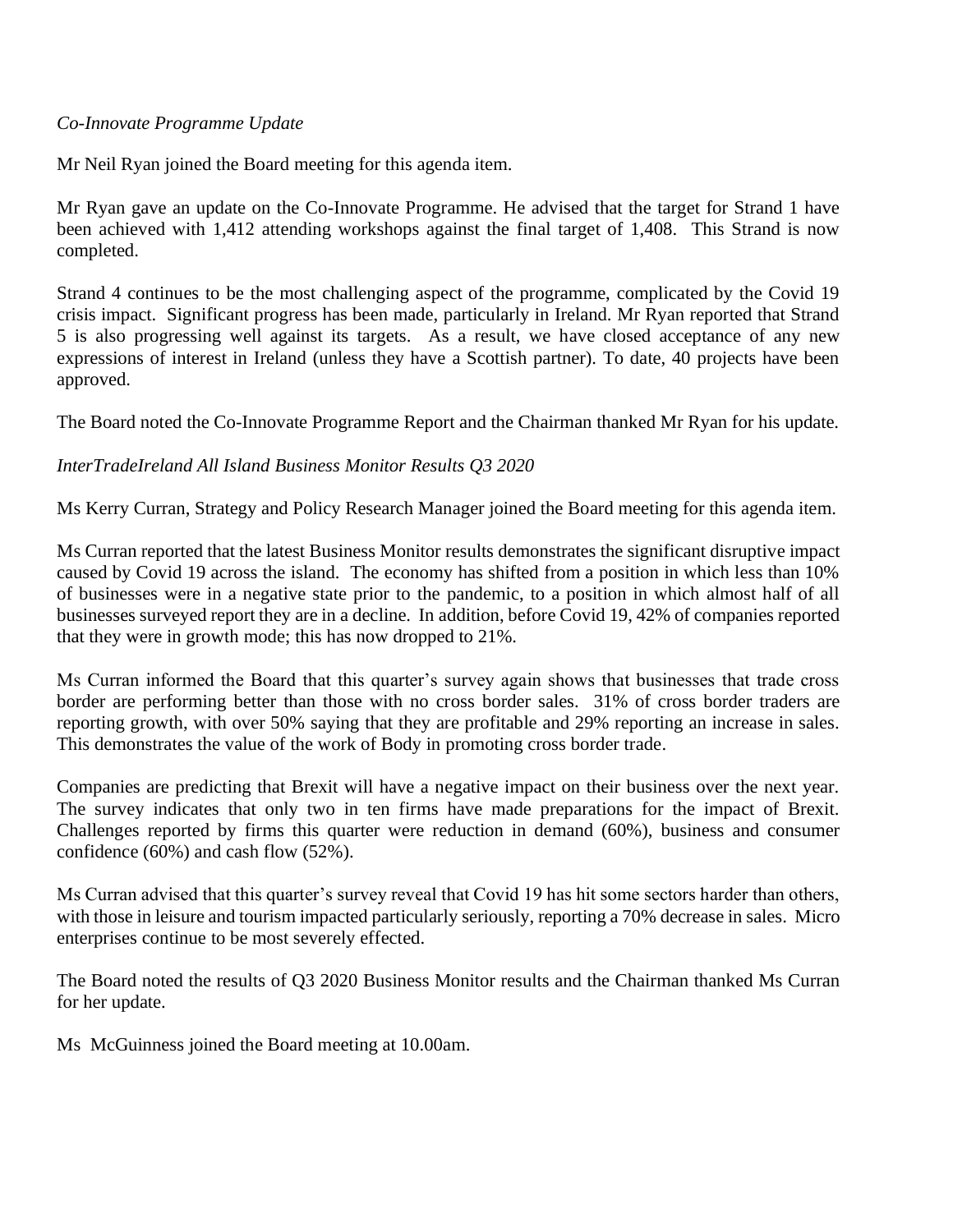*Co-Innovate Programme Update*

Mr Neil Ryan joined the Board meeting for this agenda item.

Mr Ryan gave an update on the Co-Innovate Programme. He advised that the target for Strand 1 have been achieved with 1,412 attending workshops against the final target of 1,408. This Strand is now completed.

Strand 4 continues to be the most challenging aspect of the programme, complicated by the Covid 19 crisis impact. Significant progress has been made, particularly in Ireland. Mr Ryan reported that Strand 5 is also progressing well against its targets. As a result, we have closed acceptance of any new expressions of interest in Ireland (unless they have a Scottish partner). To date, 40 projects have been approved.

The Board noted the Co-Innovate Programme Report and the Chairman thanked Mr Ryan for his update.

*InterTradeIreland All Island Business Monitor Results Q3 2020*

Ms Kerry Curran, Strategy and Policy Research Manager joined the Board meeting for this agenda item.

Ms Curran reported that the latest Business Monitor results demonstrates the significant disruptive impact caused by Covid 19 across the island. The economy has shifted from a position in which less than 10% of businesses were in a negative state prior to the pandemic, to a position in which almost half of all businesses surveyed report they are in a decline. In addition, before Covid 19, 42% of companies reported that they were in growth mode; this has now dropped to 21%.

Ms Curran informed the Board that this quarter's survey again shows that businesses that trade cross border are performing better than those with no cross border sales. 31% of cross border traders are reporting growth, with over 50% saying that they are profitable and 29% reporting an increase in sales. This demonstrates the value of the work of Body in promoting cross border trade.

Companies are predicting that Brexit will have a negative impact on their business over the next year. The survey indicates that only two in ten firms have made preparations for the impact of Brexit. Challenges reported by firms this quarter were reduction in demand (60%), business and consumer confidence (60%) and cash flow (52%).

Ms Curran advised that this quarter's survey reveal that Covid 19 has hit some sectors harder than others, with those in leisure and tourism impacted particularly seriously, reporting a 70% decrease in sales. Micro enterprises continue to be most severely effected.

The Board noted the results of Q3 2020 Business Monitor results and the Chairman thanked Ms Curran for her update.

Ms McGuinness joined the Board meeting at 10.00am.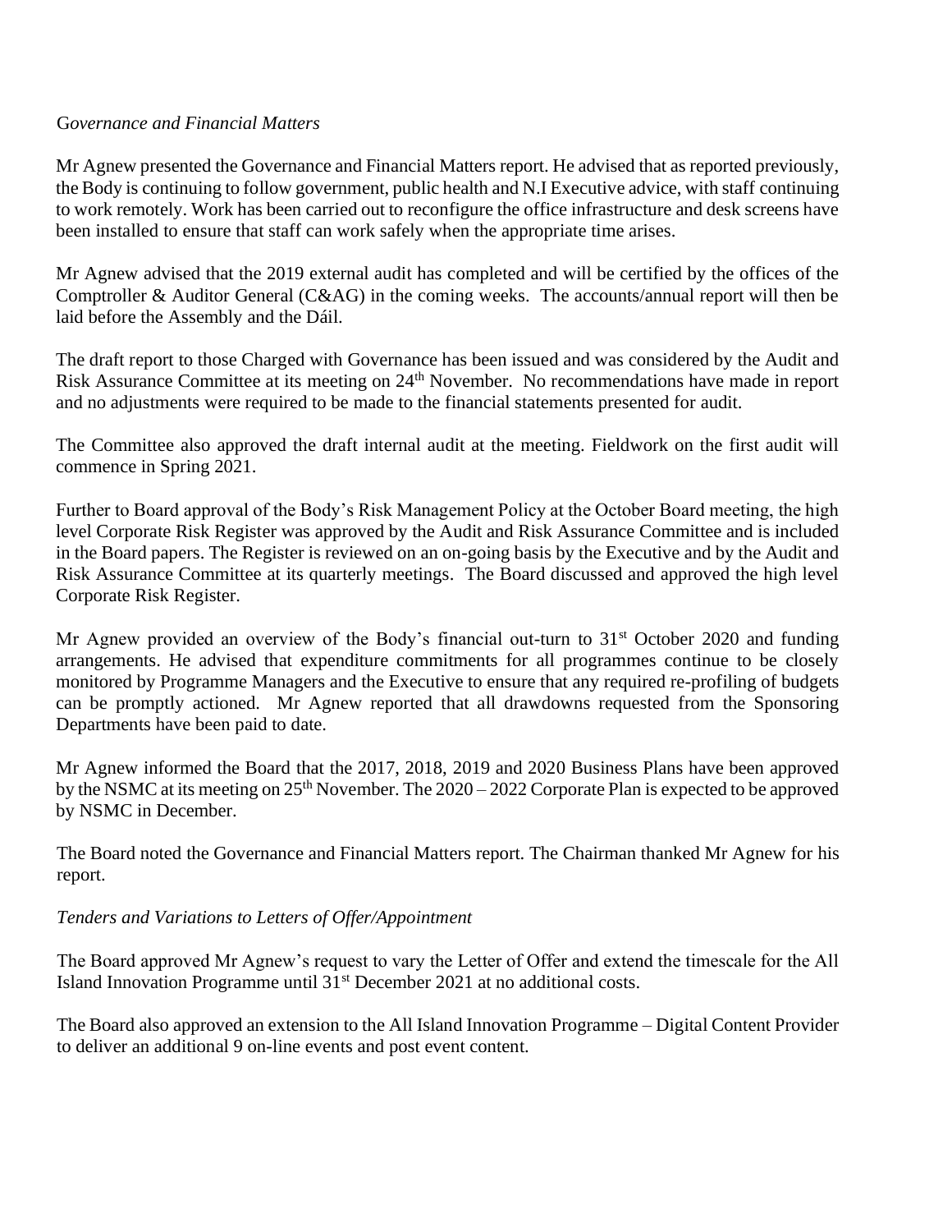*Governance and Financial Matters*

Mr Agnew presented the Governance and Financial Matters report. He advised that as reported previously, the Body is continuing to follow government, public health and N.I Executive advice, with staff continuing to work remotely. Work has been carried out to reconfigure the office infrastructure and desk screens have been installed to ensure that staff can work safely when the appropriate time arises.

Mr Agnew advised that the 2019 external audit has completed and will be certified by the offices of the Comptroller & Auditor General (C&AG) in the coming weeks. The accounts/annual report will then be laid before the Assembly and the Dáil.

The draft report to those Charged with Governance has been issued and was considered by the Audit and Risk Assurance Committee at its meeting on 24th November. No recommendations have made in report and no adjustments were required to be made to the financial statements presented for audit.

The Committee also approved the draft internal audit at the meeting. Fieldwork on the first audit will commence in Spring 2021.

Further to Board approval of the Body's Risk Management Policy at the October Board meeting, the high level Corporate Risk Register was approved by the Audit and Risk Assurance Committee and is included in the Board papers. The Register is reviewed on an on-going basis by the Executive and by the Audit and Risk Assurance Committee at its quarterly meetings. The Board discussed and approved the high level Corporate Risk Register.

Mr Agnew provided an overview of the Body's financial out-turn to 31st October 2020 and funding arrangements. He advised that expenditure commitments for all programmes continue to be closely monitored by Programme Managers and the Executive to ensure that any required re-profiling of budgets can be promptly actioned. Mr Agnew reported that all drawdowns requested from the Sponsoring Departments have been paid to date.

Mr Agnew informed the Board that the 2017, 2018, 2019 and 2020 Business Plans have been approved by the NSMC at its meeting on 25th November. The 2020 – 2022 Corporate Plan is expected to be approved by NSMC in December.

The Board noted the Governance and Financial Matters report. The Chairman thanked Mr Agnew for his report.

*Tenders and Variations to Letters of Offer/Appointment*

The Board approved Mr Agnew's request to vary the Letter of Offer and extend the timescale for the All Island Innovation Programme until 31st December 2021 at no additional costs.

The Board also approved an extension to the All Island Innovation Programme – Digital Content Provider to deliver an additional 9 on-line events and post event content.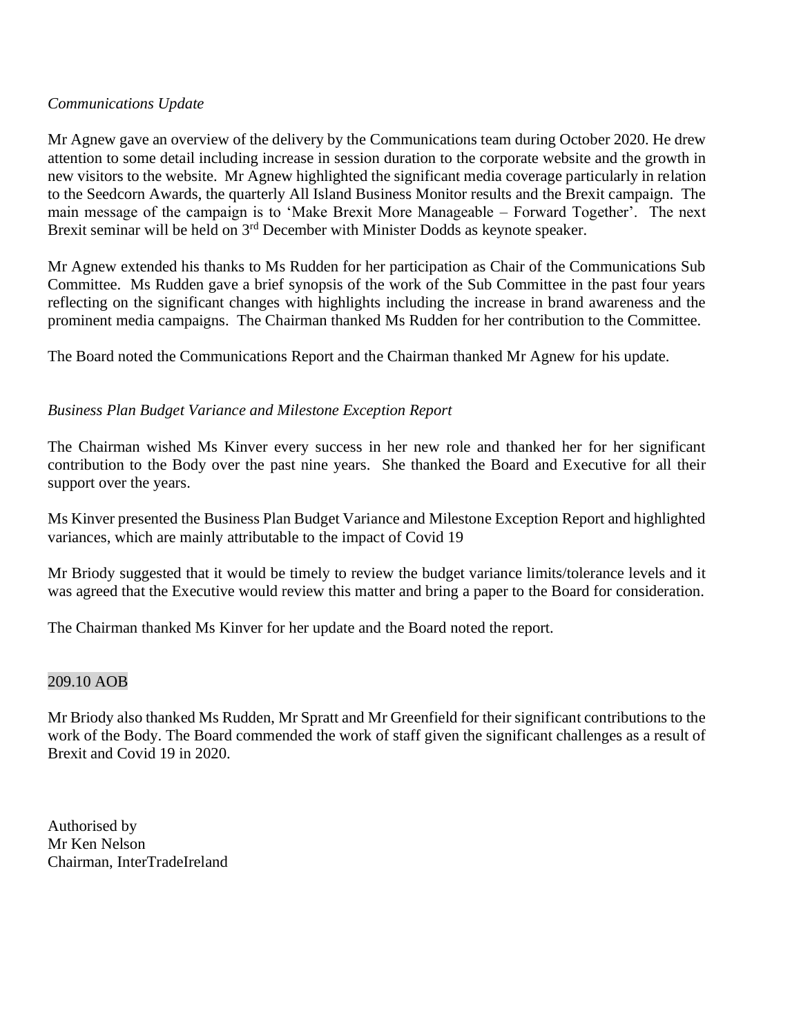*Communications Update*

Mr Agnew gave an overview of the delivery by the Communications team during October 2020. He drew attention to some detail including increase in session duration to the corporate website and the growth in new visitors to the website. Mr Agnew highlighted the significant media coverage particularly in relation to the Seedcorn Awards, the quarterly All Island Business Monitor results and the Brexit campaign. The main message of the campaign is to 'Make Brexit More Manageable – Forward Together'. The next Brexit seminar will be held on 3rd December with Minister Dodds as keynote speaker.

Mr Agnew extended his thanks to Ms Rudden for her participation as Chair of the Communications Sub Committee. Ms Rudden gave a brief synopsis of the work of the Sub Committee in the past four years reflecting on the significant changes with highlights including the increase in brand awareness and the prominent media campaigns. The Chairman thanked Ms Rudden for her contribution to the Committee.

The Board noted the Communications Report and the Chairman thanked Mr Agnew for his update.

*Business Plan Budget Variance and Milestone Exception Report*

The Chairman wished Ms Kinver every success in her new role and thanked her for her significant contribution to the Body over the past nine years. She thanked the Board and Executive for all their support over the years.

Ms Kinver presented the Business Plan Budget Variance and Milestone Exception Report and highlighted variances, which are mainly attributable to the impact of Covid 19

Mr Briody suggested that it would be timely to review the budget variance limits/tolerance levels and it was agreed that the Executive would review this matter and bring a paper to the Board for consideration.

The Chairman thanked Ms Kinver for her update and the Board noted the report.

209.10 AOB

Mr Briody also thanked Ms Rudden, Mr Spratt and Mr Greenfield for their significant contributions to the work of the Body. The Board commended the work of staff given the significant challenges as a result of Brexit and Covid 19 in 2020.

Authorised by
Mr Ken Nelson
Chairman, InterTradeIreland